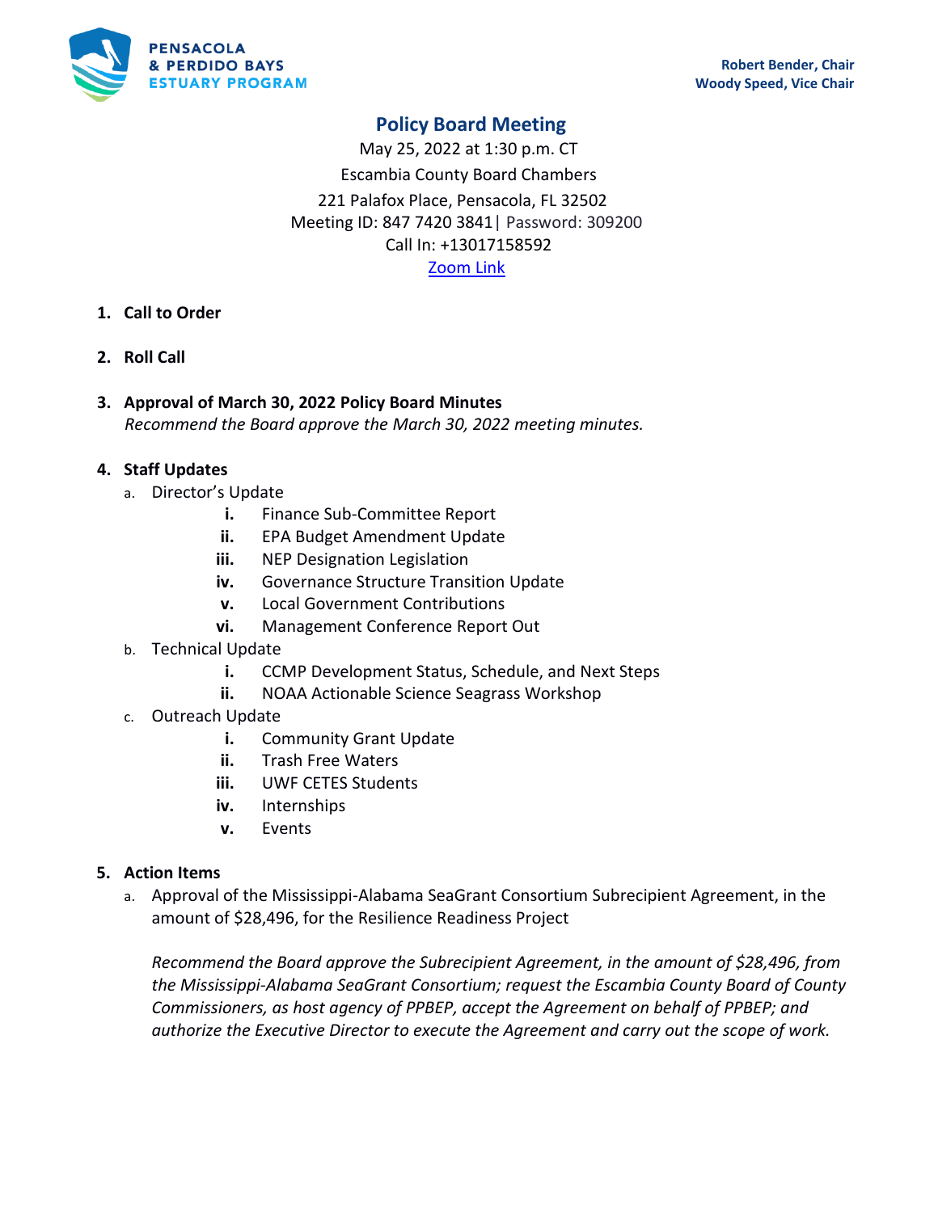PENSACOLA & PERDIDO BAYS ESTUARY PROGRAM

**Robert Bender, Chair**
**Woody Speed, Vice Chair**

# Policy Board Meeting

May 25, 2022 at 1:30 p.m. CT
Escambia County Board Chambers
221 Palafox Place, Pensacola, FL 32502
Meeting ID: 847 7420 3841| Password: 309200
Call In: +13017158592
Zoom Link

1. **Call to Order**

2. **Roll Call**

3. **Approval of March 30, 2022 Policy Board Minutes**
   *Recommend the Board approve the March 30, 2022 meeting minutes.*

4. **Staff Updates**
   a. Director's Update
      i. Finance Sub-Committee Report
      ii. EPA Budget Amendment Update
      iii. NEP Designation Legislation
      iv. Governance Structure Transition Update
      v. Local Government Contributions
      vi. Management Conference Report Out
   b. Technical Update
      i. CCMP Development Status, Schedule, and Next Steps
      ii. NOAA Actionable Science Seagrass Workshop
   c. Outreach Update
      i. Community Grant Update
      ii. Trash Free Waters
      iii. UWF CETES Students
      iv. Internships
      v. Events

5. **Action Items**
   a. Approval of the Mississippi-Alabama SeaGrant Consortium Subrecipient Agreement, in the amount of $28,496, for the Resilience Readiness Project

      *Recommend the Board approve the Subrecipient Agreement, in the amount of $28,496, from the Mississippi-Alabama SeaGrant Consortium; request the Escambia County Board of County Commissioners, as host agency of PPBEP, accept the Agreement on behalf of PPBEP; and authorize the Executive Director to execute the Agreement and carry out the scope of work.*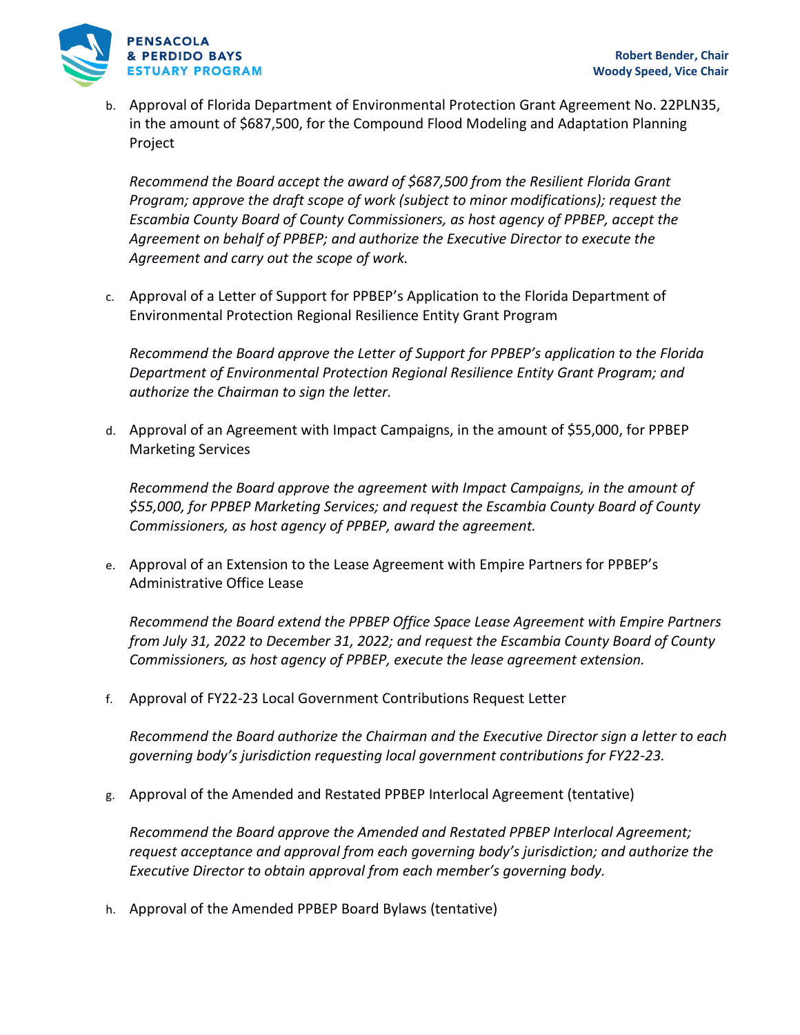b. Approval of Florida Department of Environmental Protection Grant Agreement No. 22PLN35, in the amount of $687,500, for the Compound Flood Modeling and Adaptation Planning Project

   *Recommend the Board accept the award of $687,500 from the Resilient Florida Grant Program; approve the draft scope of work (subject to minor modifications); request the Escambia County Board of County Commissioners, as host agency of PPBEP, accept the Agreement on behalf of PPBEP; and authorize the Executive Director to execute the Agreement and carry out the scope of work.*

c. Approval of a Letter of Support for PPBEP's Application to the Florida Department of Environmental Protection Regional Resilience Entity Grant Program

   *Recommend the Board approve the Letter of Support for PPBEP's application to the Florida Department of Environmental Protection Regional Resilience Entity Grant Program; and authorize the Chairman to sign the letter.*

d. Approval of an Agreement with Impact Campaigns, in the amount of $55,000, for PPBEP Marketing Services

   *Recommend the Board approve the agreement with Impact Campaigns, in the amount of $55,000, for PPBEP Marketing Services; and request the Escambia County Board of County Commissioners, as host agency of PPBEP, award the agreement.*

e. Approval of an Extension to the Lease Agreement with Empire Partners for PPBEP's Administrative Office Lease

   *Recommend the Board extend the PPBEP Office Space Lease Agreement with Empire Partners from July 31, 2022 to December 31, 2022; and request the Escambia County Board of County Commissioners, as host agency of PPBEP, execute the lease agreement extension.*

f. Approval of FY22-23 Local Government Contributions Request Letter

   *Recommend the Board authorize the Chairman and the Executive Director sign a letter to each governing body's jurisdiction requesting local government contributions for FY22-23.*

g. Approval of the Amended and Restated PPBEP Interlocal Agreement (tentative)

   *Recommend the Board approve the Amended and Restated PPBEP Interlocal Agreement; request acceptance and approval from each governing body's jurisdiction; and authorize the Executive Director to obtain approval from each member's governing body.*

h. Approval of the Amended PPBEP Board Bylaws (tentative)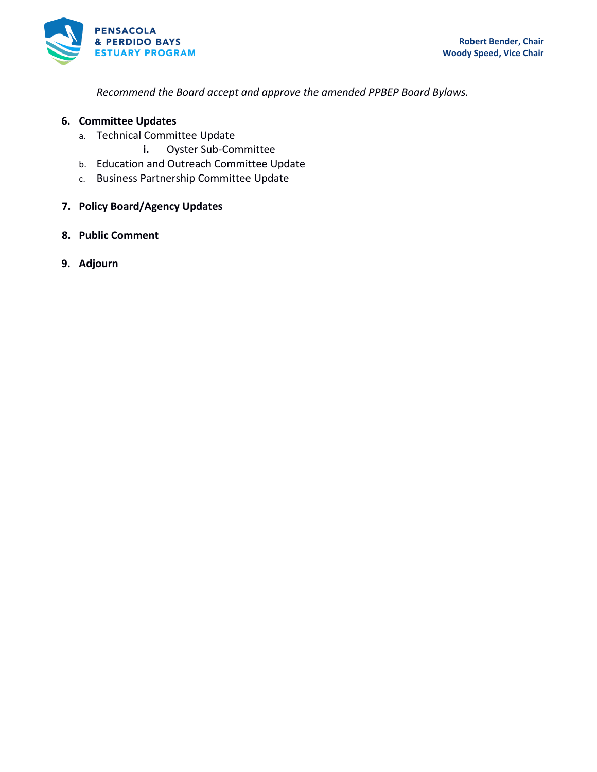*Recommend the Board accept and approve the amended PPBEP Board Bylaws.*

6. **Committee Updates**
   a. Technical Committee Update
      i. Oyster Sub-Committee
   b. Education and Outreach Committee Update
   c. Business Partnership Committee Update

7. **Policy Board/Agency Updates**

8. **Public Comment**

9. **Adjourn**